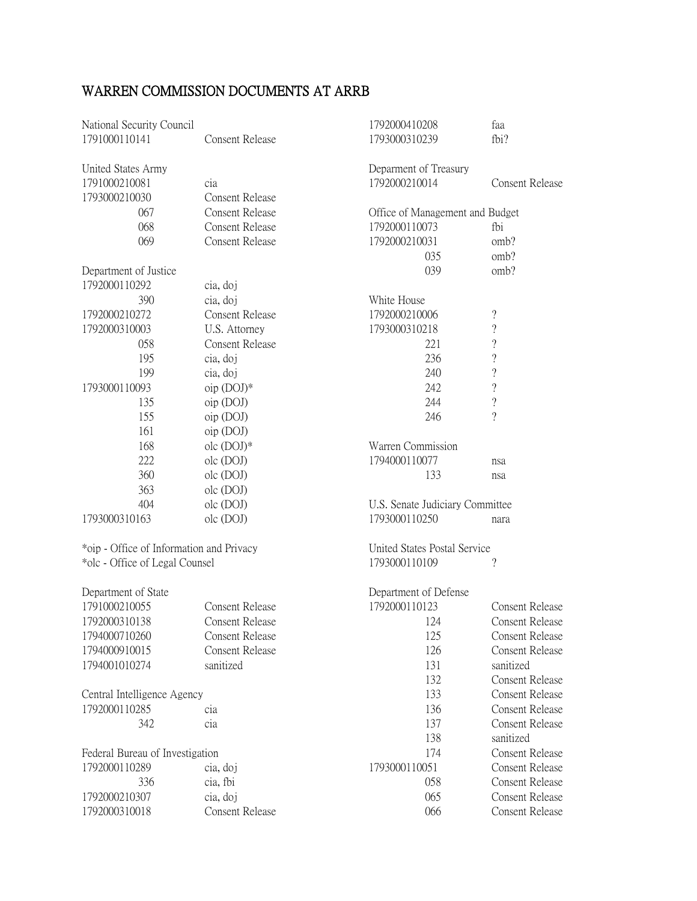# WARREN COMMISSION DOCUMENTS AT ARRB

National Security Council

| | |
|---|---|
| 1791000110141 | Consent Release |

United States Army

| | |
|---|---|
| 1791000210081 | cia |
| 1793000210030 | Consent Release |
| 067 | Consent Release |
| 068 | Consent Release |
| 069 | Consent Release |

Department of Justice

| | |
|---|---|
| 1792000110292 | cia, doj |
| 390 | cia, doj |
| 1792000210272 | Consent Release |
| 1792000310003 | U.S. Attorney |
| 058 | Consent Release |
| 195 | cia, doj |
| 199 | cia, doj |
| 1793000110093 | oip (DOJ)* |
| 135 | oip (DOJ) |
| 155 | oip (DOJ) |
| 161 | oip (DOJ) |
| 168 | olc (DOJ)* |
| 222 | olc (DOJ) |
| 360 | olc (DOJ) |
| 363 | olc (DOJ) |
| 404 | olc (DOJ) |
| 1793000310163 | olc (DOJ) |

*oip - Office of Information and Privacy
*olc - Office of Legal Counsel

Department of State

| | |
|---|---|
| 1791000210055 | Consent Release |
| 1792000310138 | Consent Release |
| 1794000710260 | Consent Release |
| 1794000910015 | Consent Release |
| 1794001010274 | sanitized |

Central Intelligence Agency

| | |
|---|---|
| 1792000110285 | cia |
| 342 | cia |

Federal Bureau of Investigation

| | |
|---|---|
| 1792000110289 | cia, doj |
| 336 | cia, fbi |
| 1792000210307 | cia, doj |
| 1792000310018 | Consent Release |
| 1792000410208 | faa |
| 1793000310239 | fbi? |

Deparment of Treasury

| | |
|---|---|
| 1792000210014 | Consent Release |

Office of Management and Budget

| | |
|---|---|
| 1792000110073 | fbi |
| 1792000210031 | omb? |
| 035 | omb? |
| 039 | omb? |

White House

| | |
|---|---|
| 1792000210006 | ? |
| 1793000310218 | ? |
| 221 | ? |
| 236 | ? |
| 240 | ? |
| 242 | ? |
| 244 | ? |
| 246 | ? |

Warren Commission

| | |
|---|---|
| 1794000110077 | nsa |
| 133 | nsa |

U.S. Senate Judiciary Committee

| | |
|---|---|
| 1793000110250 | nara |

United States Postal Service

| | |
|---|---|
| 1793000110109 | ? |

Department of Defense

| | |
|---|---|
| 1792000110123 | Consent Release |
| 124 | Consent Release |
| 125 | Consent Release |
| 126 | Consent Release |
| 131 | sanitized |
| 132 | Consent Release |
| 133 | Consent Release |
| 136 | Consent Release |
| 137 | Consent Release |
| 138 | sanitized |
| 174 | Consent Release |
| 1793000110051 | Consent Release |
| 058 | Consent Release |
| 065 | Consent Release |
| 066 | Consent Release |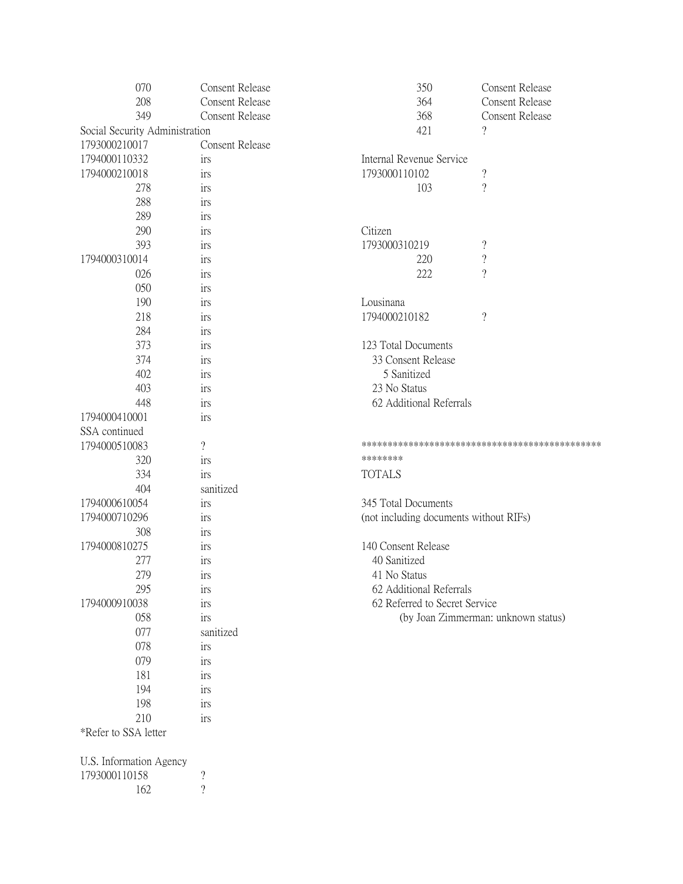| | |
|---|---|
| 070 | Consent Release |
| 208 | Consent Release |
| 349 | Consent Release |

Social Security Administration

| | |
|---|---|
| 1793000210017 | Consent Release |
| 1794000110332 | irs |
| 1794000210018 | irs |
| 278 | irs |
| 288 | irs |
| 289 | irs |
| 290 | irs |
| 393 | irs |
| 1794000310014 | irs |
| 026 | irs |
| 050 | irs |
| 190 | irs |
| 218 | irs |
| 284 | irs |
| 373 | irs |
| 374 | irs |
| 402 | irs |
| 403 | irs |
| 448 | irs |
| 1794000410001 | irs |

SSA continued

| | |
|---|---|
| 1794000510083 | ? |
| 320 | irs |
| 334 | irs |
| 404 | sanitized |
| 1794000610054 | irs |
| 1794000710296 | irs |
| 308 | irs |
| 1794000810275 | irs |
| 277 | irs |
| 279 | irs |
| 295 | irs |
| 1794000910038 | irs |
| 058 | irs |
| 077 | sanitized |
| 078 | irs |
| 079 | irs |
| 181 | irs |
| 194 | irs |
| 198 | irs |
| 210 | irs |

*Refer to SSA letter

U.S. Information Agency

| | |
|---|---|
| 1793000110158 | ? |
| 162 | ? |
| 350 | Consent Release |
| 364 | Consent Release |
| 368 | Consent Release |
| 421 | ? |

Internal Revenue Service

| | |
|---|---|
| 1793000110102 | ? |
| 103 | ? |

Citizen

| | |
|---|---|
| 1793000310219 | ? |
| 220 | ? |
| 222 | ? |

Lousinana

| | |
|---|---|
| 1794000210182 | ? |

123 Total Documents
- 33 Consent Release
  - 5 Sanitized
- 23 No Status
- 62 Additional Referrals

********************************************
********

TOTALS

345 Total Documents
(not including documents without RIFs)

140 Consent Release
- 40 Sanitized
- 41 No Status
- 62 Additional Referrals
- 62 Referred to Secret Service
  (by Joan Zimmerman: unknown status)